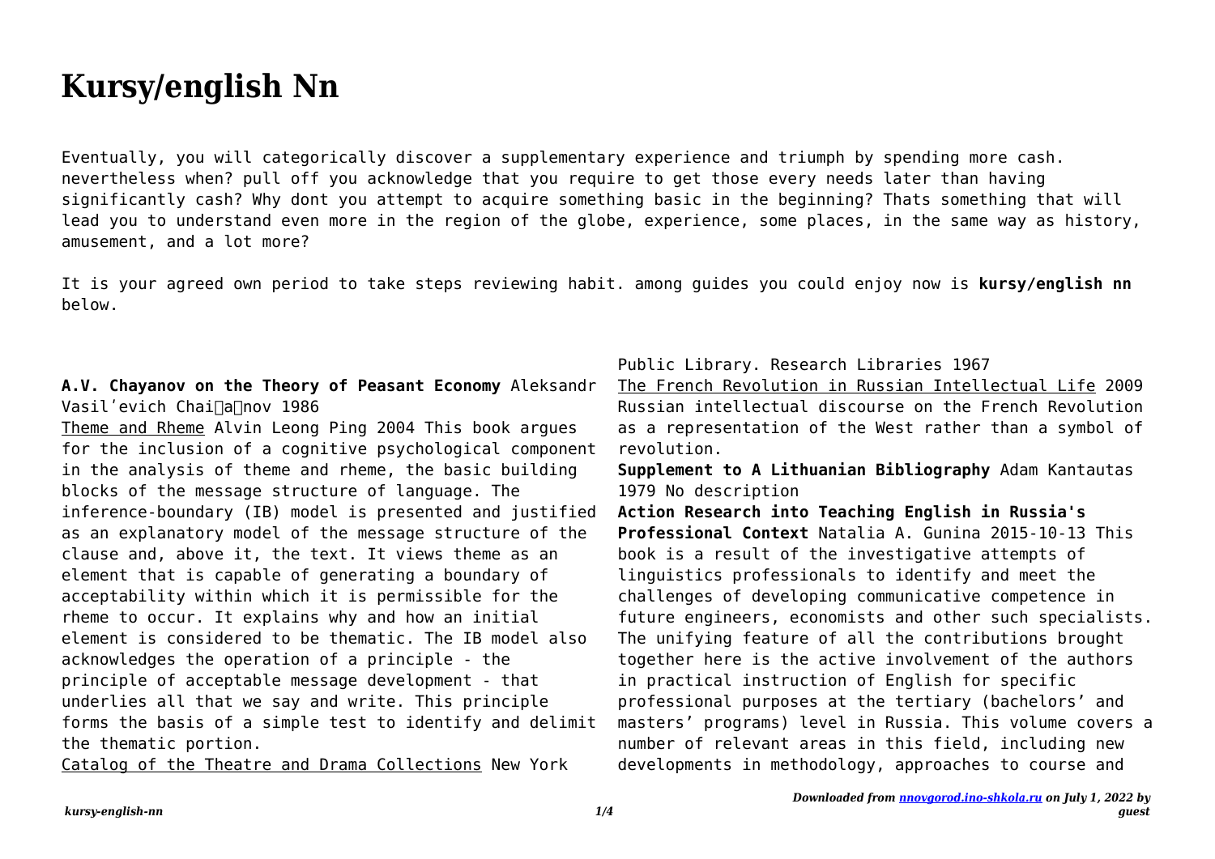# Kursy/english Nn

Eventually, you will categorically discover a supplementary experience and triumph by spending more cash. nevertheless when? pull off you acknowledge that you require to get those every needs later than having significantly cash? Why dont you attempt to acquire something basic in the beginning? Thats something that will lead you to understand even more in the region of the globe, experience, some places, in the same way as history, amusement, and a lot more?

It is your agreed own period to take steps reviewing habit. among guides you could enjoy now is **kursy/english nn** below.

**A.V. Chayanov on the Theory of Peasant Economy** Aleksandr Vasilʹevich Chai͡a͡nov 1986

Theme and Rheme Alvin Leong Ping 2004 This book argues for the inclusion of a cognitive psychological component in the analysis of theme and rheme, the basic building blocks of the message structure of language. The inference-boundary (IB) model is presented and justified as an explanatory model of the message structure of the clause and, above it, the text. It views theme as an element that is capable of generating a boundary of acceptability within which it is permissible for the rheme to occur. It explains why and how an initial element is considered to be thematic. The IB model also acknowledges the operation of a principle - the principle of acceptable message development - that underlies all that we say and write. This principle forms the basis of a simple test to identify and delimit the thematic portion.

Catalog of the Theatre and Drama Collections New York Public Library. Research Libraries 1967

The French Revolution in Russian Intellectual Life 2009 Russian intellectual discourse on the French Revolution as a representation of the West rather than a symbol of revolution.

**Supplement to A Lithuanian Bibliography** Adam Kantautas 1979 No description

**Action Research into Teaching English in Russia's Professional Context** Natalia A. Gunina 2015-10-13 This book is a result of the investigative attempts of linguistics professionals to identify and meet the challenges of developing communicative competence in future engineers, economists and other such specialists. The unifying feature of all the contributions brought together here is the active involvement of the authors in practical instruction of English for specific professional purposes at the tertiary (bachelors' and masters' programs) level in Russia. This volume covers a number of relevant areas in this field, including new developments in methodology, approaches to course and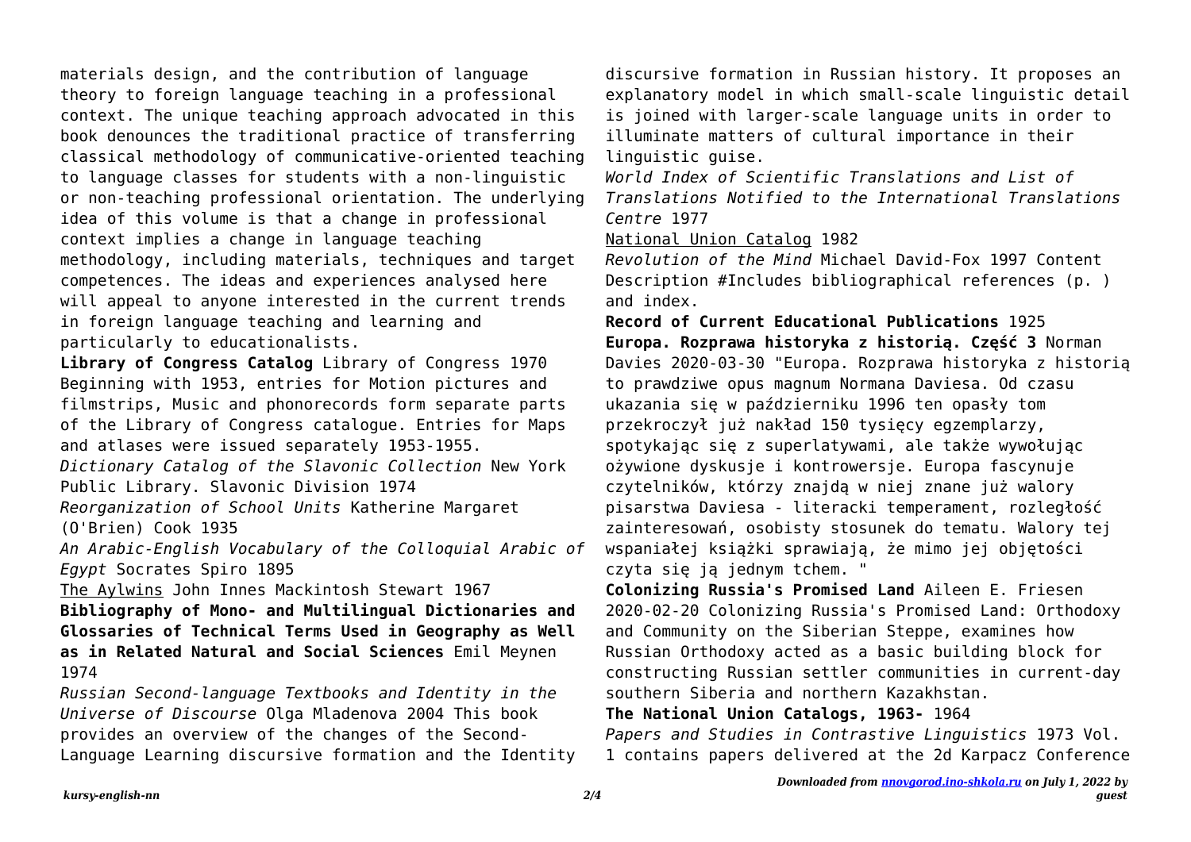materials design, and the contribution of language theory to foreign language teaching in a professional context. The unique teaching approach advocated in this book denounces the traditional practice of transferring classical methodology of communicative-oriented teaching to language classes for students with a non-linguistic or non-teaching professional orientation. The underlying idea of this volume is that a change in professional context implies a change in language teaching methodology, including materials, techniques and target competences. The ideas and experiences analysed here will appeal to anyone interested in the current trends in foreign language teaching and learning and particularly to educationalists.

**Library of Congress Catalog** Library of Congress 1970 Beginning with 1953, entries for Motion pictures and filmstrips, Music and phonorecords form separate parts of the Library of Congress catalogue. Entries for Maps and atlases were issued separately 1953-1955.

*Dictionary Catalog of the Slavonic Collection* New York Public Library. Slavonic Division 1974

*Reorganization of School Units* Katherine Margaret (O'Brien) Cook 1935

*An Arabic-English Vocabulary of the Colloquial Arabic of Egypt* Socrates Spiro 1895

The Aylwins John Innes Mackintosh Stewart 1967

**Bibliography of Mono- and Multilingual Dictionaries and Glossaries of Technical Terms Used in Geography as Well as in Related Natural and Social Sciences** Emil Meynen 1974

*Russian Second-language Textbooks and Identity in the Universe of Discourse* Olga Mladenova 2004 This book provides an overview of the changes of the Second-Language Learning discursive formation and the Identity discursive formation in Russian history. It proposes an explanatory model in which small-scale linguistic detail is joined with larger-scale language units in order to illuminate matters of cultural importance in their linguistic guise.

*World Index of Scientific Translations and List of Translations Notified to the International Translations Centre* 1977

National Union Catalog 1982

*Revolution of the Mind* Michael David-Fox 1997 Content Description #Includes bibliographical references (p. ) and index.

**Record of Current Educational Publications** 1925

**Europa. Rozprawa historyka z historią. Część 3** Norman Davies 2020-03-30 "Europa. Rozprawa historyka z historią to prawdziwe opus magnum Normana Daviesa. Od czasu ukazania się w październiku 1996 ten opasły tom przekroczył już nakład 150 tysięcy egzemplarzy, spotykając się z superlatywami, ale także wywołując ożywione dyskusje i kontrowersje. Europa fascynuje czytelników, którzy znajdą w niej znane już walory pisarstwa Daviesa - literacki temperament, rozległość zainteresowań, osobisty stosunek do tematu. Walory tej wspaniałej książki sprawiają, że mimo jej objętości czyta się ją jednym tchem. "

**Colonizing Russia's Promised Land** Aileen E. Friesen 2020-02-20 Colonizing Russia's Promised Land: Orthodoxy and Community on the Siberian Steppe, examines how Russian Orthodoxy acted as a basic building block for constructing Russian settler communities in current-day southern Siberia and northern Kazakhstan.

**The National Union Catalogs, 1963-** 1964

*Papers and Studies in Contrastive Linguistics* 1973 Vol. 1 contains papers delivered at the 2d Karpacz Conference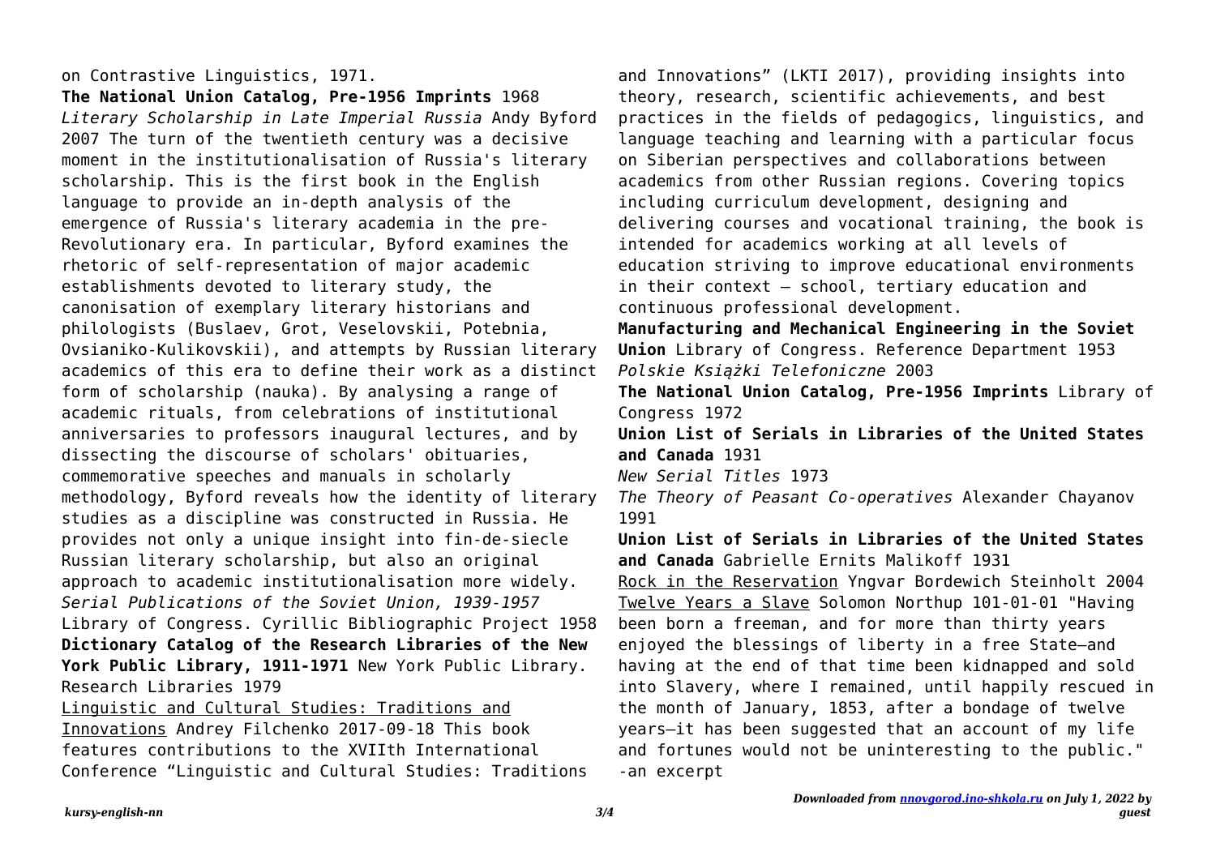on Contrastive Linguistics, 1971.

**The National Union Catalog, Pre-1956 Imprints** 1968

*Literary Scholarship in Late Imperial Russia* Andy Byford 2007 The turn of the twentieth century was a decisive moment in the institutionalisation of Russia's literary scholarship. This is the first book in the English language to provide an in-depth analysis of the emergence of Russia's literary academia in the pre-Revolutionary era. In particular, Byford examines the rhetoric of self-representation of major academic establishments devoted to literary study, the canonisation of exemplary literary historians and philologists (Buslaev, Grot, Veselovskii, Potebnia, Ovsianiko-Kulikovskii), and attempts by Russian literary academics of this era to define their work as a distinct form of scholarship (nauka). By analysing a range of academic rituals, from celebrations of institutional anniversaries to professors inaugural lectures, and by dissecting the discourse of scholars' obituaries, commemorative speeches and manuals in scholarly methodology, Byford reveals how the identity of literary studies as a discipline was constructed in Russia. He provides not only a unique insight into fin-de-siecle Russian literary scholarship, but also an original approach to academic institutionalisation more widely.

*Serial Publications of the Soviet Union, 1939-1957* Library of Congress. Cyrillic Bibliographic Project 1958

**Dictionary Catalog of the Research Libraries of the New York Public Library, 1911-1971** New York Public Library. Research Libraries 1979

Linguistic and Cultural Studies: Traditions and Innovations Andrey Filchenko 2017-09-18 This book features contributions to the XVIIth International Conference "Linguistic and Cultural Studies: Traditions and Innovations" (LKTI 2017), providing insights into theory, research, scientific achievements, and best practices in the fields of pedagogics, linguistics, and language teaching and learning with a particular focus on Siberian perspectives and collaborations between academics from other Russian regions. Covering topics including curriculum development, designing and delivering courses and vocational training, the book is intended for academics working at all levels of education striving to improve educational environments in their context – school, tertiary education and continuous professional development.

**Manufacturing and Mechanical Engineering in the Soviet Union** Library of Congress. Reference Department 1953

*Polskie Książki Telefoniczne* 2003

**The National Union Catalog, Pre-1956 Imprints** Library of Congress 1972

**Union List of Serials in Libraries of the United States and Canada** 1931

*New Serial Titles* 1973

*The Theory of Peasant Co-operatives* Alexander Chayanov 1991

**Union List of Serials in Libraries of the United States and Canada** Gabrielle Ernits Malikoff 1931

Rock in the Reservation Yngvar Bordewich Steinholt 2004

Twelve Years a Slave Solomon Northup 101-01-01 "Having been born a freeman, and for more than thirty years enjoyed the blessings of liberty in a free State—and having at the end of that time been kidnapped and sold into Slavery, where I remained, until happily rescued in the month of January, 1853, after a bondage of twelve years—it has been suggested that an account of my life and fortunes would not be uninteresting to the public." -an excerpt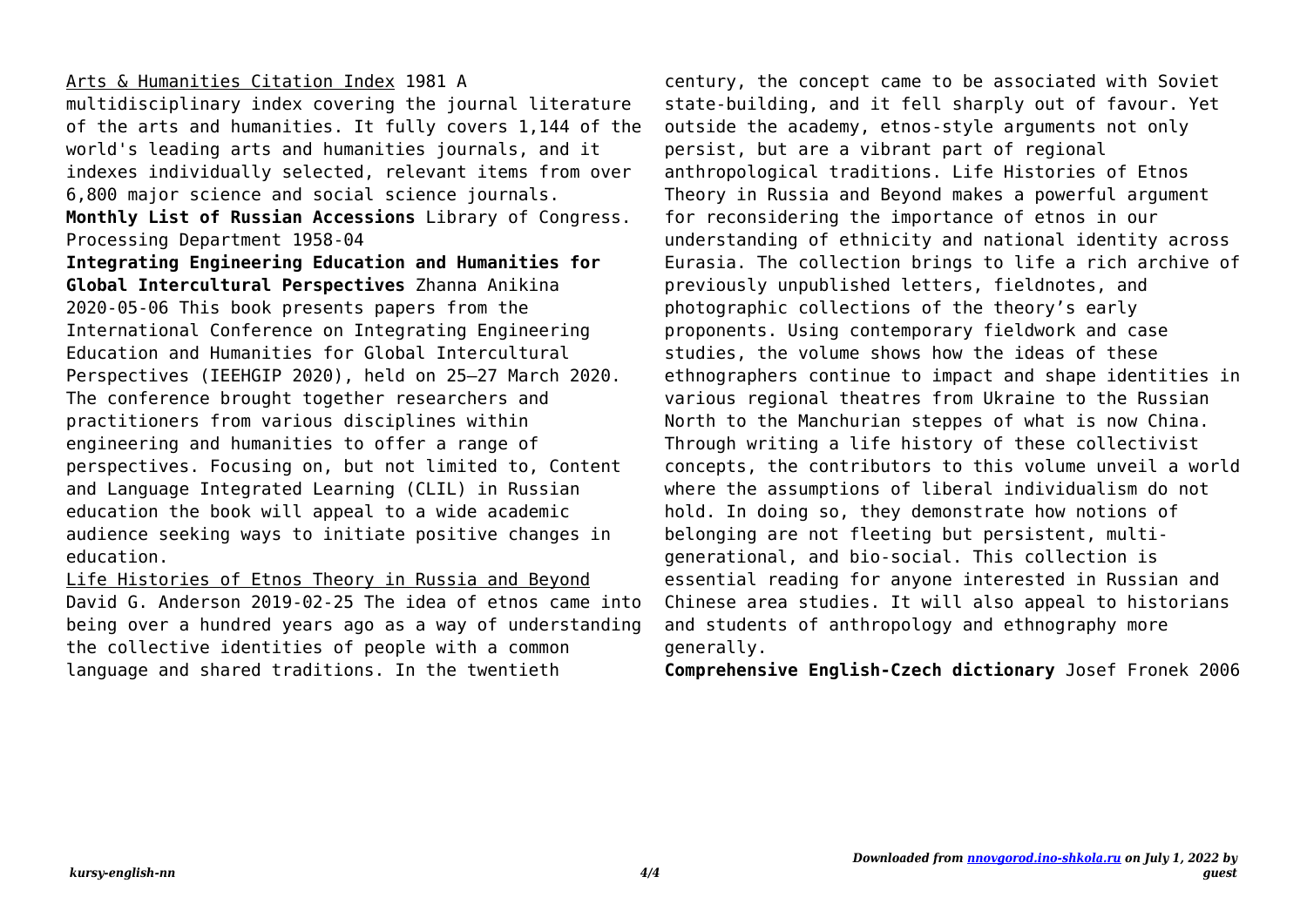Arts & Humanities Citation Index 1981 A multidisciplinary index covering the journal literature of the arts and humanities. It fully covers 1,144 of the world's leading arts and humanities journals, and it indexes individually selected, relevant items from over 6,800 major science and social science journals.

**Monthly List of Russian Accessions** Library of Congress. Processing Department 1958-04

**Integrating Engineering Education and Humanities for Global Intercultural Perspectives** Zhanna Anikina 2020-05-06 This book presents papers from the International Conference on Integrating Engineering Education and Humanities for Global Intercultural Perspectives (IEEHGIP 2020), held on 25–27 March 2020. The conference brought together researchers and practitioners from various disciplines within engineering and humanities to offer a range of perspectives. Focusing on, but not limited to, Content and Language Integrated Learning (CLIL) in Russian education the book will appeal to a wide academic audience seeking ways to initiate positive changes in education.

Life Histories of Etnos Theory in Russia and Beyond David G. Anderson 2019-02-25 The idea of etnos came into being over a hundred years ago as a way of understanding the collective identities of people with a common language and shared traditions. In the twentieth century, the concept came to be associated with Soviet state-building, and it fell sharply out of favour. Yet outside the academy, etnos-style arguments not only persist, but are a vibrant part of regional anthropological traditions. Life Histories of Etnos Theory in Russia and Beyond makes a powerful argument for reconsidering the importance of etnos in our understanding of ethnicity and national identity across Eurasia. The collection brings to life a rich archive of previously unpublished letters, fieldnotes, and photographic collections of the theory's early proponents. Using contemporary fieldwork and case studies, the volume shows how the ideas of these ethnographers continue to impact and shape identities in various regional theatres from Ukraine to the Russian North to the Manchurian steppes of what is now China. Through writing a life history of these collectivist concepts, the contributors to this volume unveil a world where the assumptions of liberal individualism do not hold. In doing so, they demonstrate how notions of belonging are not fleeting but persistent, multi-generational, and bio-social. This collection is essential reading for anyone interested in Russian and Chinese area studies. It will also appeal to historians and students of anthropology and ethnography more generally.

**Comprehensive English-Czech dictionary** Josef Fronek 2006